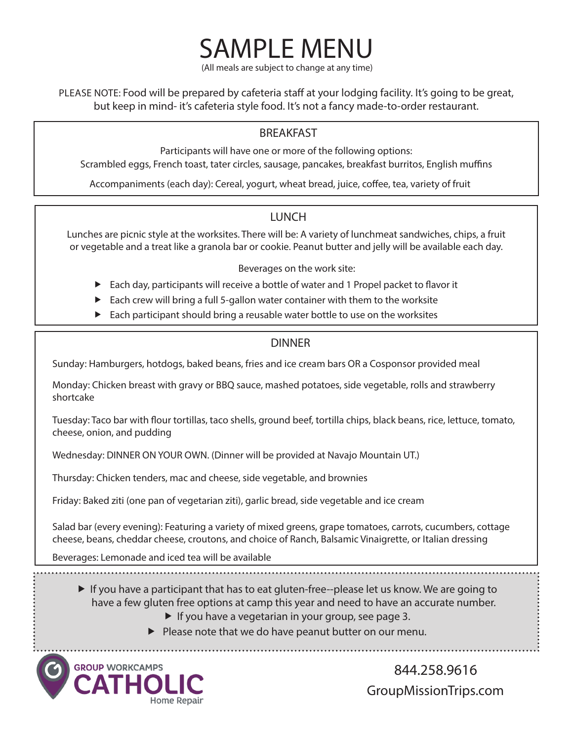# SAMPLE MENU

(All meals are subject to change at any time)

PLEASE NOTE: Food will be prepared by cafeteria staff at your lodging facility. It's going to be great, but keep in mind- it's cafeteria style food. It's not a fancy made-to-order restaurant.

## BREAKFAST

Participants will have one or more of the following options:
Scrambled eggs, French toast, tater circles, sausage, pancakes, breakfast burritos, English muffins

Accompaniments (each day): Cereal, yogurt, wheat bread, juice, coffee, tea, variety of fruit

## LUNCH

Lunches are picnic style at the worksites. There will be: A variety of lunchmeat sandwiches, chips, a fruit or vegetable and a treat like a granola bar or cookie. Peanut butter and jelly will be available each day.

Beverages on the work site:

- Each day, participants will receive a bottle of water and 1 Propel packet to flavor it
- Each crew will bring a full 5-gallon water container with them to the worksite
- Each participant should bring a reusable water bottle to use on the worksites

## DINNER

Sunday: Hamburgers, hotdogs, baked beans, fries and ice cream bars OR a Cosponsor provided meal

Monday: Chicken breast with gravy or BBQ sauce, mashed potatoes, side vegetable, rolls and strawberry shortcake

Tuesday: Taco bar with flour tortillas, taco shells, ground beef, tortilla chips, black beans, rice, lettuce, tomato, cheese, onion, and pudding

Wednesday: DINNER ON YOUR OWN. (Dinner will be provided at Navajo Mountain UT.)

Thursday: Chicken tenders, mac and cheese, side vegetable, and brownies

Friday: Baked ziti (one pan of vegetarian ziti), garlic bread, side vegetable and ice cream

Salad bar (every evening): Featuring a variety of mixed greens, grape tomatoes, carrots, cucumbers, cottage cheese, beans, cheddar cheese, croutons, and choice of Ranch, Balsamic Vinaigrette, or Italian dressing

Beverages: Lemonade and iced tea will be available

- If you have a participant that has to eat gluten-free--please let us know. We are going to have a few gluten free options at camp this year and need to have an accurate number.
- If you have a vegetarian in your group, see page 3.
- Please note that we do have peanut butter on our menu.

GROUP WORKCAMPS CATHOLIC Home Repair

844.258.9616
GroupMissionTrips.com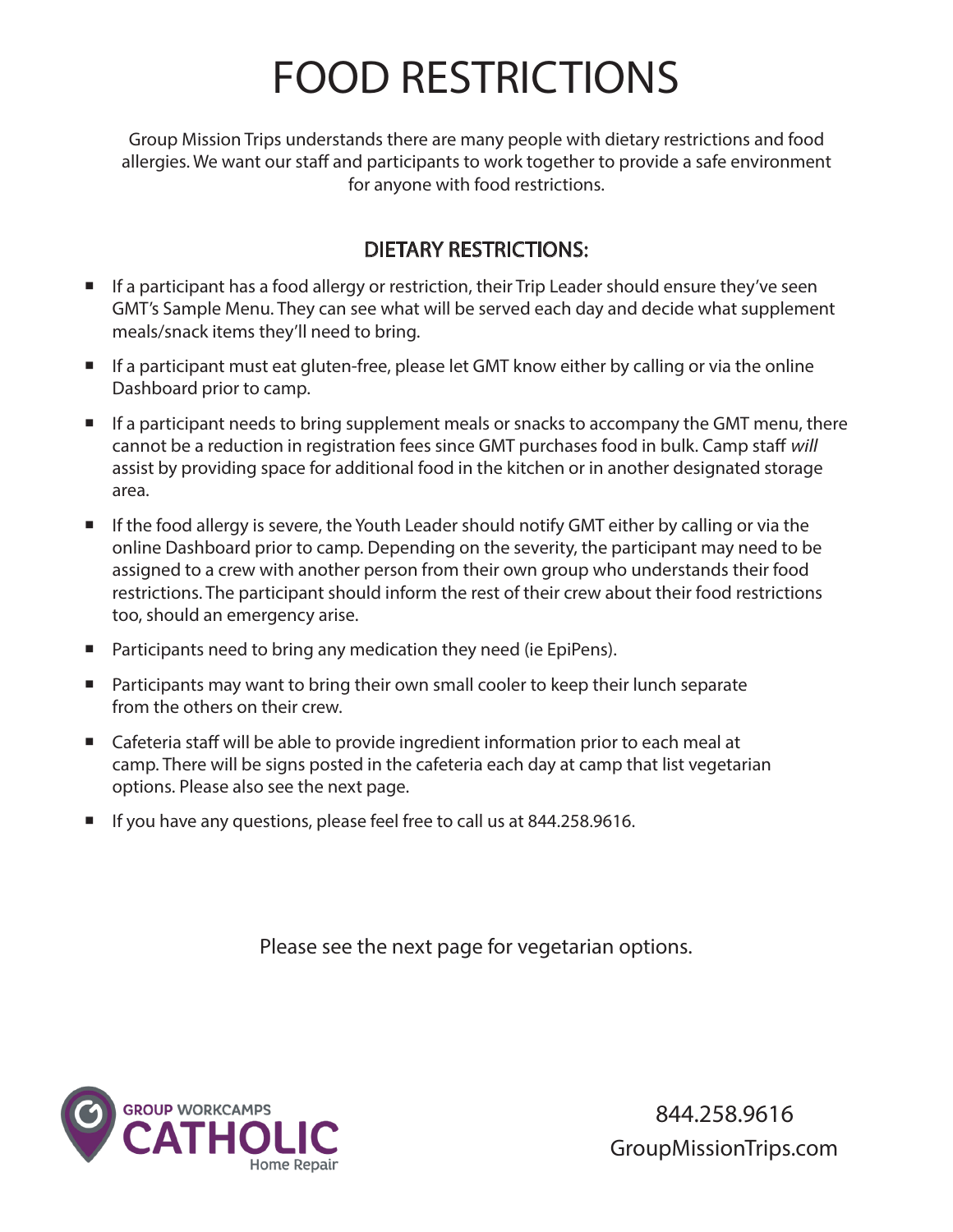# FOOD RESTRICTIONS

Group Mission Trips understands there are many people with dietary restrictions and food allergies. We want our staff and participants to work together to provide a safe environment for anyone with food restrictions.

## DIETARY RESTRICTIONS:

- If a participant has a food allergy or restriction, their Trip Leader should ensure they've seen GMT's Sample Menu. They can see what will be served each day and decide what supplement meals/snack items they'll need to bring.
- If a participant must eat gluten-free, please let GMT know either by calling or via the online Dashboard prior to camp.
- If a participant needs to bring supplement meals or snacks to accompany the GMT menu, there cannot be a reduction in registration fees since GMT purchases food in bulk. Camp staff *will* assist by providing space for additional food in the kitchen or in another designated storage area.
- If the food allergy is severe, the Youth Leader should notify GMT either by calling or via the online Dashboard prior to camp. Depending on the severity, the participant may need to be assigned to a crew with another person from their own group who understands their food restrictions. The participant should inform the rest of their crew about their food restrictions too, should an emergency arise.
- Participants need to bring any medication they need (ie EpiPens).
- Participants may want to bring their own small cooler to keep their lunch separate from the others on their crew.
- Cafeteria staff will be able to provide ingredient information prior to each meal at camp. There will be signs posted in the cafeteria each day at camp that list vegetarian options. Please also see the next page.
- If you have any questions, please feel free to call us at 844.258.9616.

Please see the next page for vegetarian options.

GROUP WORKCAMPS CATHOLIC Home Repair

844.258.9616
GroupMissionTrips.com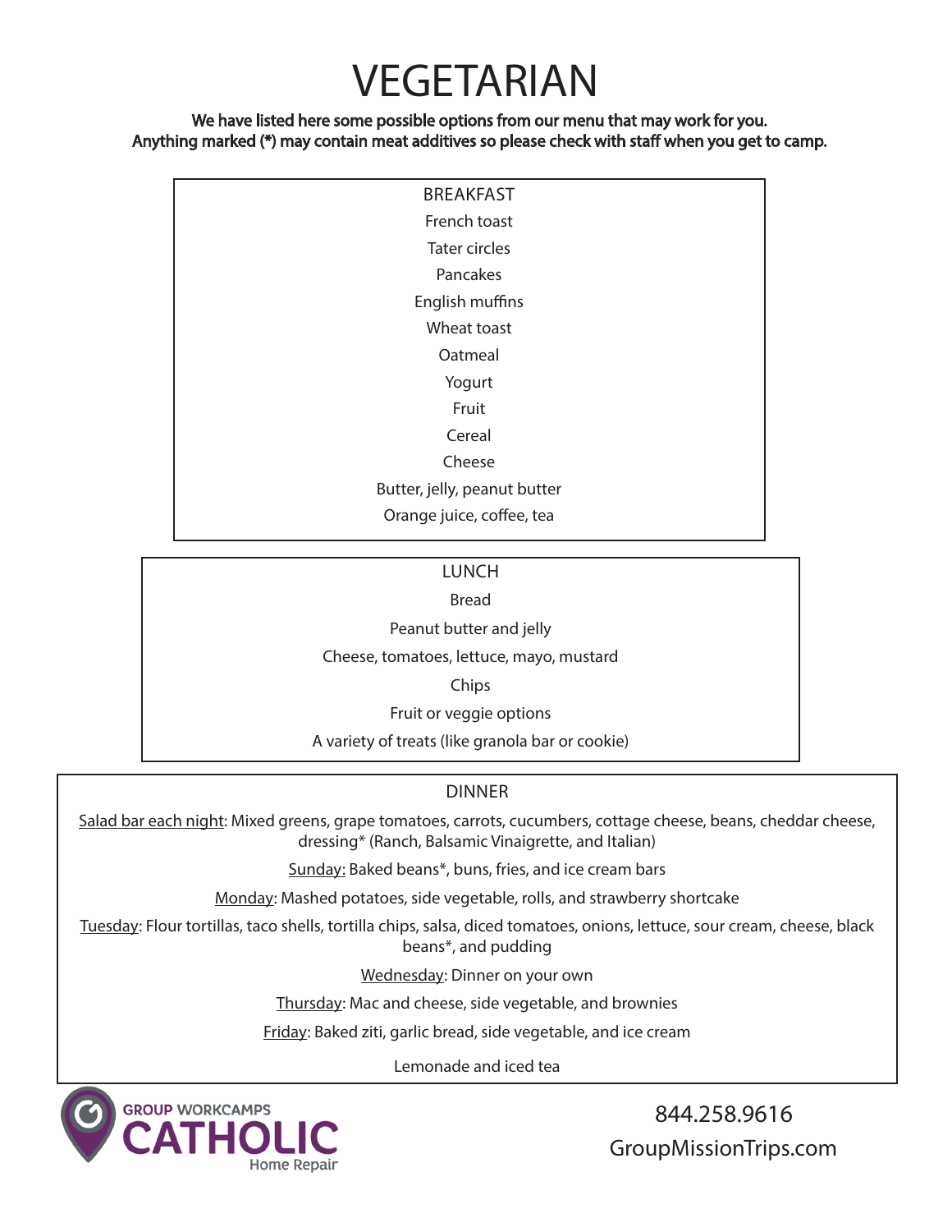# VEGETARIAN

**We have listed here some possible options from our menu that may work for you.**
**Anything marked (*) may contain meat additives so please check with staff when you get to camp.**

## BREAKFAST

French toast

Tater circles

Pancakes

English muffins

Wheat toast

Oatmeal

Yogurt

Fruit

Cereal

Cheese

Butter, jelly, peanut butter

Orange juice, coffee, tea

## LUNCH

Bread

Peanut butter and jelly

Cheese, tomatoes, lettuce, mayo, mustard

Chips

Fruit or veggie options

A variety of treats (like granola bar or cookie)

## DINNER

<u>Salad bar each night</u>: Mixed greens, grape tomatoes, carrots, cucumbers, cottage cheese, beans, cheddar cheese, dressing* (Ranch, Balsamic Vinaigrette, and Italian)

<u>Sunday:</u> Baked beans*, buns, fries, and ice cream bars

<u>Monday</u>: Mashed potatoes, side vegetable, rolls, and strawberry shortcake

<u>Tuesday</u>: Flour tortillas, taco shells, tortilla chips, salsa, diced tomatoes, onions, lettuce, sour cream, cheese, black beans*, and pudding

<u>Wednesday</u>: Dinner on your own

<u>Thursday</u>: Mac and cheese, side vegetable, and brownies

<u>Friday</u>: Baked ziti, garlic bread, side vegetable, and ice cream

Lemonade and iced tea

GROUP WORKCAMPS CATHOLIC Home Repair

844.258.9616
GroupMissionTrips.com